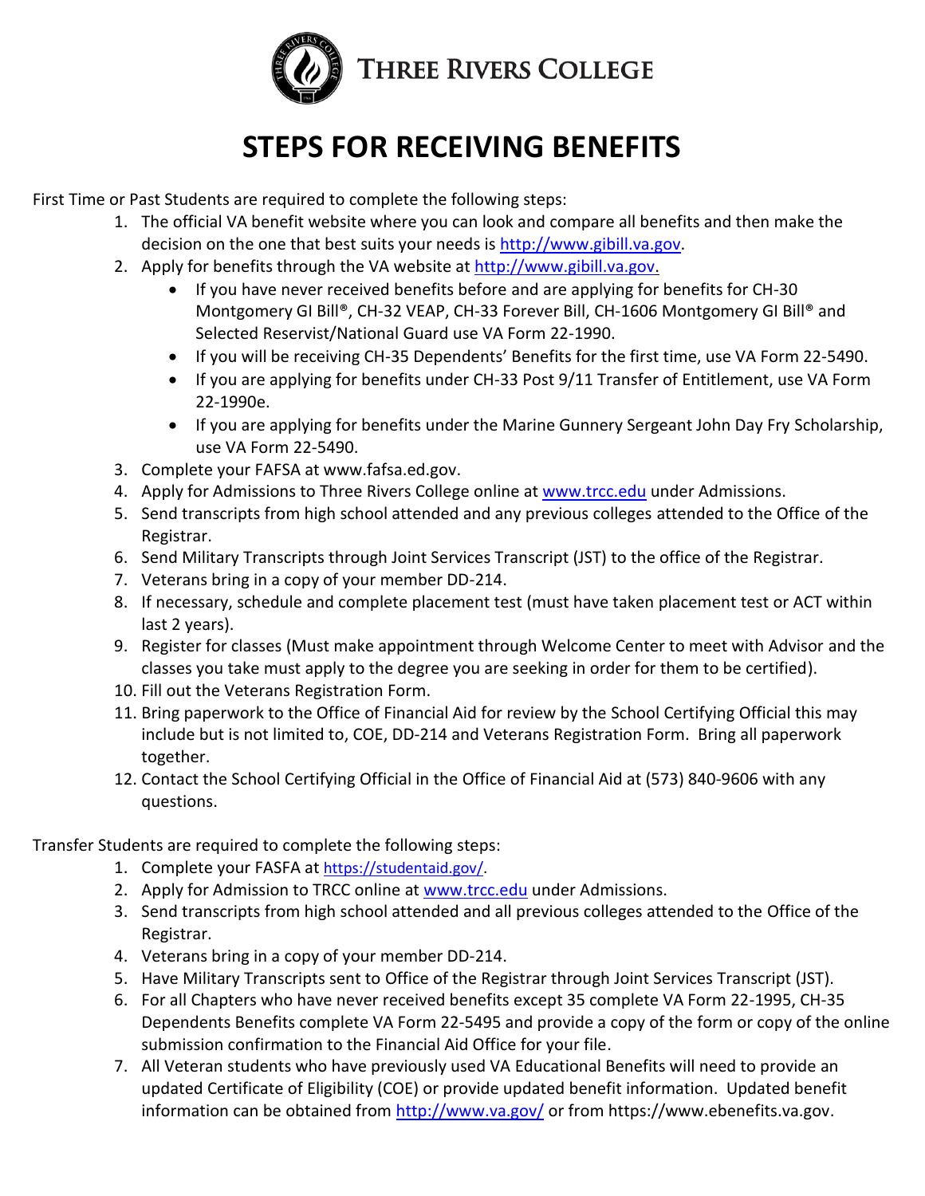THREE RIVERS COLLEGE

# STEPS FOR RECEIVING BENEFITS

First Time or Past Students are required to complete the following steps:

1. The official VA benefit website where you can look and compare all benefits and then make the decision on the one that best suits your needs is http://www.gibill.va.gov.
2. Apply for benefits through the VA website at http://www.gibill.va.gov.
   - If you have never received benefits before and are applying for benefits for CH-30 Montgomery GI Bill®, CH-32 VEAP, CH-33 Forever Bill, CH-1606 Montgomery GI Bill® and Selected Reservist/National Guard use VA Form 22-1990.
   - If you will be receiving CH-35 Dependents' Benefits for the first time, use VA Form 22-5490.
   - If you are applying for benefits under CH-33 Post 9/11 Transfer of Entitlement, use VA Form 22-1990e.
   - If you are applying for benefits under the Marine Gunnery Sergeant John Day Fry Scholarship, use VA Form 22-5490.
3. Complete your FAFSA at www.fafsa.ed.gov.
4. Apply for Admissions to Three Rivers College online at www.trcc.edu under Admissions.
5. Send transcripts from high school attended and any previous colleges attended to the Office of the Registrar.
6. Send Military Transcripts through Joint Services Transcript (JST) to the office of the Registrar.
7. Veterans bring in a copy of your member DD-214.
8. If necessary, schedule and complete placement test (must have taken placement test or ACT within last 2 years).
9. Register for classes (Must make appointment through Welcome Center to meet with Advisor and the classes you take must apply to the degree you are seeking in order for them to be certified).
10. Fill out the Veterans Registration Form.
11. Bring paperwork to the Office of Financial Aid for review by the School Certifying Official this may include but is not limited to, COE, DD-214 and Veterans Registration Form. Bring all paperwork together.
12. Contact the School Certifying Official in the Office of Financial Aid at (573) 840-9606 with any questions.

Transfer Students are required to complete the following steps:

1. Complete your FASFA at https://studentaid.gov/.
2. Apply for Admission to TRCC online at www.trcc.edu under Admissions.
3. Send transcripts from high school attended and all previous colleges attended to the Office of the Registrar.
4. Veterans bring in a copy of your member DD-214.
5. Have Military Transcripts sent to Office of the Registrar through Joint Services Transcript (JST).
6. For all Chapters who have never received benefits except 35 complete VA Form 22-1995, CH-35 Dependents Benefits complete VA Form 22-5495 and provide a copy of the form or copy of the online submission confirmation to the Financial Aid Office for your file.
7. All Veteran students who have previously used VA Educational Benefits will need to provide an updated Certificate of Eligibility (COE) or provide updated benefit information. Updated benefit information can be obtained from http://www.va.gov/ or from https://www.ebenefits.va.gov.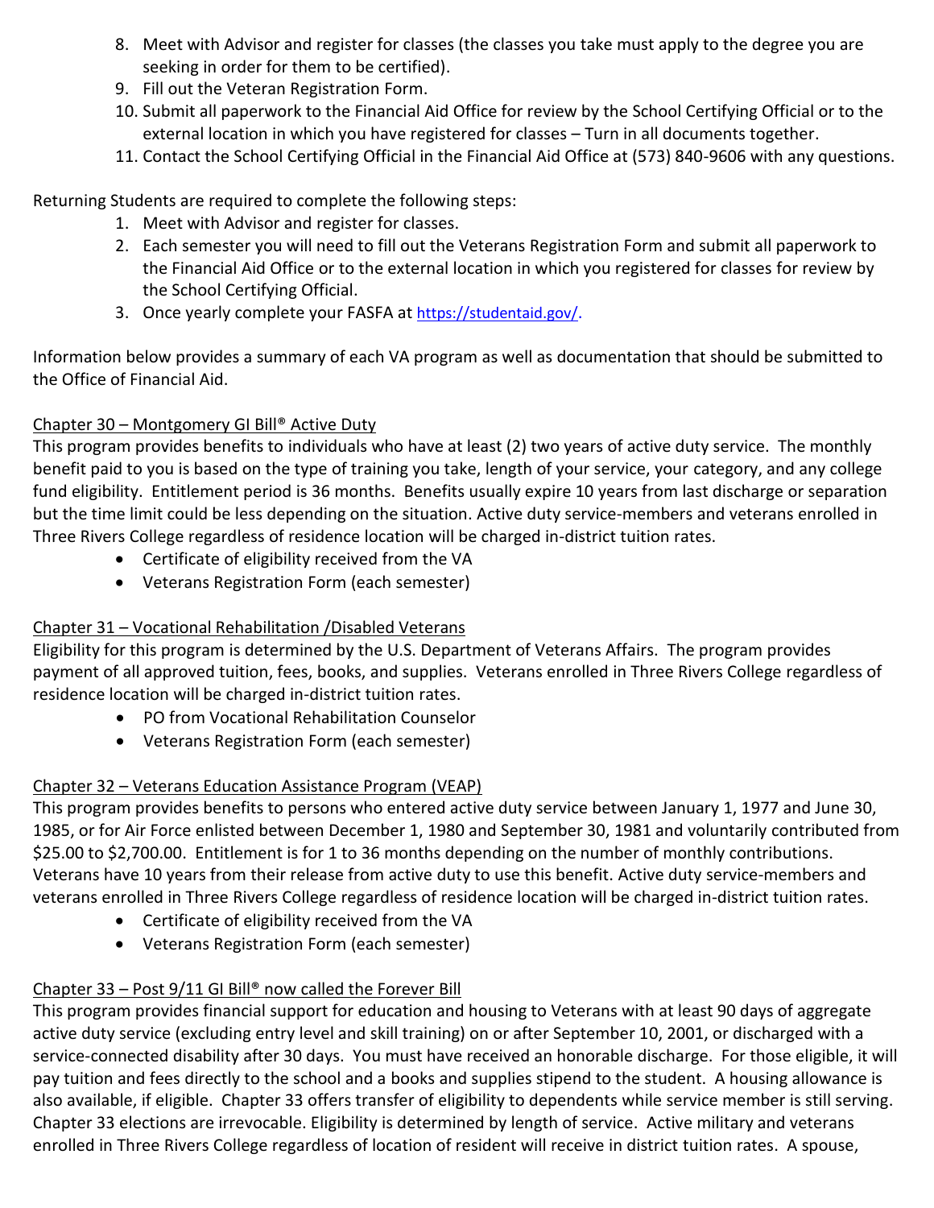8. Meet with Advisor and register for classes (the classes you take must apply to the degree you are seeking in order for them to be certified).
9. Fill out the Veteran Registration Form.
10. Submit all paperwork to the Financial Aid Office for review by the School Certifying Official or to the external location in which you have registered for classes – Turn in all documents together.
11. Contact the School Certifying Official in the Financial Aid Office at (573) 840-9606 with any questions.

Returning Students are required to complete the following steps:

1. Meet with Advisor and register for classes.
2. Each semester you will need to fill out the Veterans Registration Form and submit all paperwork to the Financial Aid Office or to the external location in which you registered for classes for review by the School Certifying Official.
3. Once yearly complete your FASFA at https://studentaid.gov/.

Information below provides a summary of each VA program as well as documentation that should be submitted to the Office of Financial Aid.

Chapter 30 – Montgomery GI Bill® Active Duty

This program provides benefits to individuals who have at least (2) two years of active duty service. The monthly benefit paid to you is based on the type of training you take, length of your service, your category, and any college fund eligibility. Entitlement period is 36 months. Benefits usually expire 10 years from last discharge or separation but the time limit could be less depending on the situation. Active duty service-members and veterans enrolled in Three Rivers College regardless of residence location will be charged in-district tuition rates.

- Certificate of eligibility received from the VA
- Veterans Registration Form (each semester)

Chapter 31 – Vocational Rehabilitation /Disabled Veterans

Eligibility for this program is determined by the U.S. Department of Veterans Affairs. The program provides payment of all approved tuition, fees, books, and supplies. Veterans enrolled in Three Rivers College regardless of residence location will be charged in-district tuition rates.

- PO from Vocational Rehabilitation Counselor
- Veterans Registration Form (each semester)

Chapter 32 – Veterans Education Assistance Program (VEAP)

This program provides benefits to persons who entered active duty service between January 1, 1977 and June 30, 1985, or for Air Force enlisted between December 1, 1980 and September 30, 1981 and voluntarily contributed from $25.00 to $2,700.00. Entitlement is for 1 to 36 months depending on the number of monthly contributions. Veterans have 10 years from their release from active duty to use this benefit. Active duty service-members and veterans enrolled in Three Rivers College regardless of residence location will be charged in-district tuition rates.

- Certificate of eligibility received from the VA
- Veterans Registration Form (each semester)

Chapter 33 – Post 9/11 GI Bill® now called the Forever Bill

This program provides financial support for education and housing to Veterans with at least 90 days of aggregate active duty service (excluding entry level and skill training) on or after September 10, 2001, or discharged with a service-connected disability after 30 days. You must have received an honorable discharge. For those eligible, it will pay tuition and fees directly to the school and a books and supplies stipend to the student. A housing allowance is also available, if eligible. Chapter 33 offers transfer of eligibility to dependents while service member is still serving. Chapter 33 elections are irrevocable. Eligibility is determined by length of service. Active military and veterans enrolled in Three Rivers College regardless of location of resident will receive in district tuition rates. A spouse,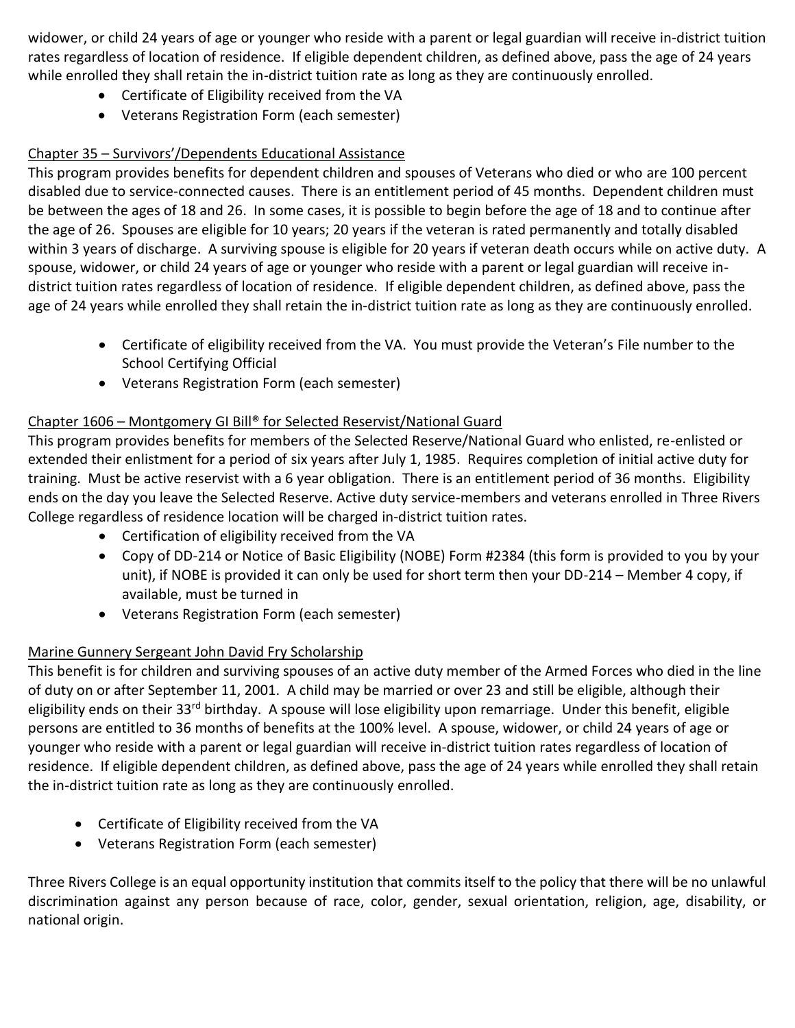widower, or child 24 years of age or younger who reside with a parent or legal guardian will receive in-district tuition rates regardless of location of residence. If eligible dependent children, as defined above, pass the age of 24 years while enrolled they shall retain the in-district tuition rate as long as they are continuously enrolled.

- Certificate of Eligibility received from the VA
- Veterans Registration Form (each semester)

<u>Chapter 35 – Survivors'/Dependents Educational Assistance</u>

This program provides benefits for dependent children and spouses of Veterans who died or who are 100 percent disabled due to service-connected causes. There is an entitlement period of 45 months. Dependent children must be between the ages of 18 and 26. In some cases, it is possible to begin before the age of 18 and to continue after the age of 26. Spouses are eligible for 10 years; 20 years if the veteran is rated permanently and totally disabled within 3 years of discharge. A surviving spouse is eligible for 20 years if veteran death occurs while on active duty. A spouse, widower, or child 24 years of age or younger who reside with a parent or legal guardian will receive in-district tuition rates regardless of location of residence. If eligible dependent children, as defined above, pass the age of 24 years while enrolled they shall retain the in-district tuition rate as long as they are continuously enrolled.

- Certificate of eligibility received from the VA. You must provide the Veteran's File number to the School Certifying Official
- Veterans Registration Form (each semester)

<u>Chapter 1606 – Montgomery GI Bill® for Selected Reservist/National Guard</u>

This program provides benefits for members of the Selected Reserve/National Guard who enlisted, re-enlisted or extended their enlistment for a period of six years after July 1, 1985. Requires completion of initial active duty for training. Must be active reservist with a 6 year obligation. There is an entitlement period of 36 months. Eligibility ends on the day you leave the Selected Reserve. Active duty service-members and veterans enrolled in Three Rivers College regardless of residence location will be charged in-district tuition rates.

- Certification of eligibility received from the VA
- Copy of DD-214 or Notice of Basic Eligibility (NOBE) Form #2384 (this form is provided to you by your unit), if NOBE is provided it can only be used for short term then your DD-214 – Member 4 copy, if available, must be turned in
- Veterans Registration Form (each semester)

<u>Marine Gunnery Sergeant John David Fry Scholarship</u>

This benefit is for children and surviving spouses of an active duty member of the Armed Forces who died in the line of duty on or after September 11, 2001. A child may be married or over 23 and still be eligible, although their eligibility ends on their 33rd birthday. A spouse will lose eligibility upon remarriage. Under this benefit, eligible persons are entitled to 36 months of benefits at the 100% level. A spouse, widower, or child 24 years of age or younger who reside with a parent or legal guardian will receive in-district tuition rates regardless of location of residence. If eligible dependent children, as defined above, pass the age of 24 years while enrolled they shall retain the in-district tuition rate as long as they are continuously enrolled.

- Certificate of Eligibility received from the VA
- Veterans Registration Form (each semester)

Three Rivers College is an equal opportunity institution that commits itself to the policy that there will be no unlawful discrimination against any person because of race, color, gender, sexual orientation, religion, age, disability, or national origin.